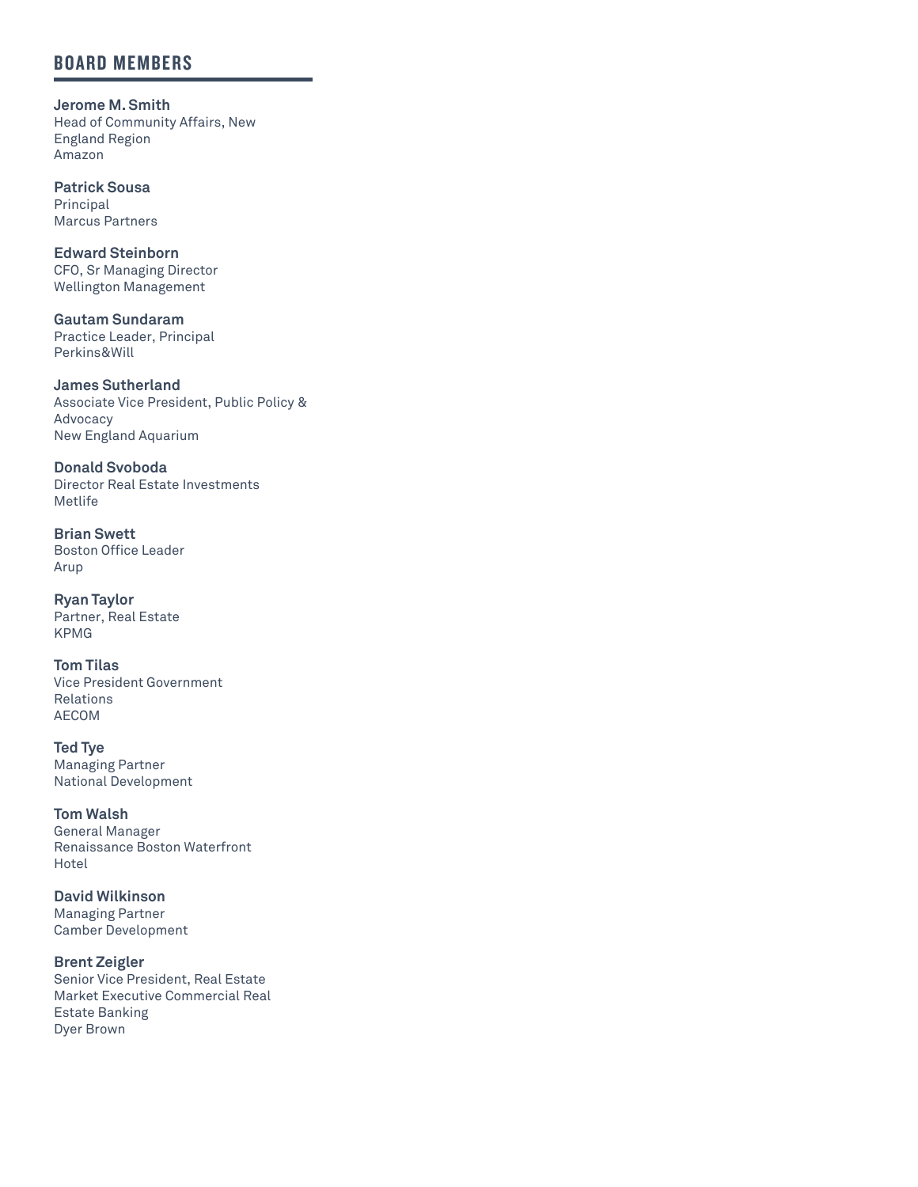## BOARD MEMBERS

**Jerome M. Smith**
Head of Community Affairs, New England Region
Amazon

**Patrick Sousa**
Principal
Marcus Partners

**Edward Steinborn**
CFO, Sr Managing Director
Wellington Management

**Gautam Sundaram**
Practice Leader, Principal
Perkins&Will

**James Sutherland**
Associate Vice President, Public Policy & Advocacy
New England Aquarium

**Donald Svoboda**
Director Real Estate Investments
Metlife

**Brian Swett**
Boston Office Leader
Arup

**Ryan Taylor**
Partner, Real Estate
KPMG

**Tom Tilas**
Vice President Government Relations
AECOM

**Ted Tye**
Managing Partner
National Development

**Tom Walsh**
General Manager
Renaissance Boston Waterfront Hotel

**David Wilkinson**
Managing Partner
Camber Development

**Brent Zeigler**
Senior Vice President, Real Estate Market Executive Commercial Real Estate Banking
Dyer Brown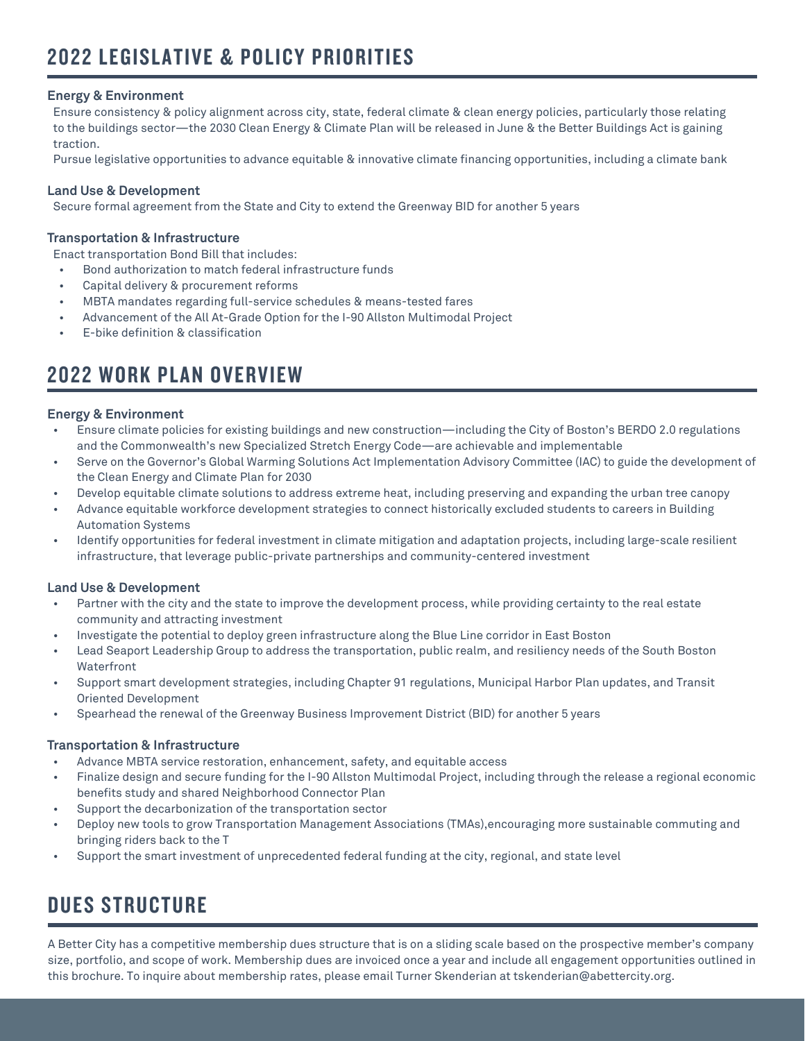## 2022 LEGISLATIVE & POLICY PRIORITIES

**Energy & Environment**

Ensure consistency & policy alignment across city, state, federal climate & clean energy policies, particularly those relating to the buildings sector—the 2030 Clean Energy & Climate Plan will be released in June & the Better Buildings Act is gaining traction.

Pursue legislative opportunities to advance equitable & innovative climate financing opportunities, including a climate bank

**Land Use & Development**

Secure formal agreement from the State and City to extend the Greenway BID for another 5 years

**Transportation & Infrastructure**

Enact transportation Bond Bill that includes:

- Bond authorization to match federal infrastructure funds
- Capital delivery & procurement reforms
- MBTA mandates regarding full-service schedules & means-tested fares
- Advancement of the All At-Grade Option for the I-90 Allston Multimodal Project
- E-bike definition & classification

## 2022 WORK PLAN OVERVIEW

**Energy & Environment**

- Ensure climate policies for existing buildings and new construction—including the City of Boston's BERDO 2.0 regulations and the Commonwealth's new Specialized Stretch Energy Code—are achievable and implementable
- Serve on the Governor's Global Warming Solutions Act Implementation Advisory Committee (IAC) to guide the development of the Clean Energy and Climate Plan for 2030
- Develop equitable climate solutions to address extreme heat, including preserving and expanding the urban tree canopy
- Advance equitable workforce development strategies to connect historically excluded students to careers in Building Automation Systems
- Identify opportunities for federal investment in climate mitigation and adaptation projects, including large-scale resilient infrastructure, that leverage public-private partnerships and community-centered investment

**Land Use & Development**

- Partner with the city and the state to improve the development process, while providing certainty to the real estate community and attracting investment
- Investigate the potential to deploy green infrastructure along the Blue Line corridor in East Boston
- Lead Seaport Leadership Group to address the transportation, public realm, and resiliency needs of the South Boston Waterfront
- Support smart development strategies, including Chapter 91 regulations, Municipal Harbor Plan updates, and Transit Oriented Development
- Spearhead the renewal of the Greenway Business Improvement District (BID) for another 5 years

**Transportation & Infrastructure**

- Advance MBTA service restoration, enhancement, safety, and equitable access
- Finalize design and secure funding for the I-90 Allston Multimodal Project, including through the release a regional economic benefits study and shared Neighborhood Connector Plan
- Support the decarbonization of the transportation sector
- Deploy new tools to grow Transportation Management Associations (TMAs),encouraging more sustainable commuting and bringing riders back to the T
- Support the smart investment of unprecedented federal funding at the city, regional, and state level

## DUES STRUCTURE

A Better City has a competitive membership dues structure that is on a sliding scale based on the prospective member's company size, portfolio, and scope of work. Membership dues are invoiced once a year and include all engagement opportunities outlined in this brochure. To inquire about membership rates, please email Turner Skenderian at tskenderian@abettercity.org.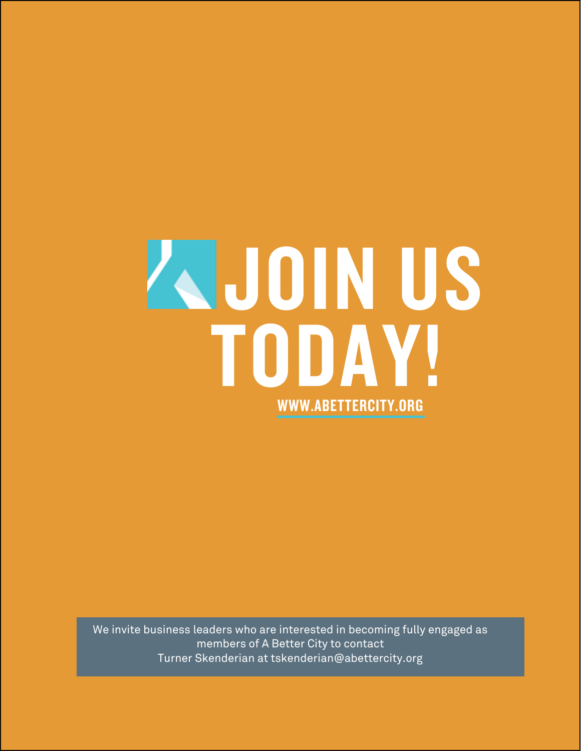# JOIN US TODAY!

WWW.ABETTERCITY.ORG

We invite business leaders who are interested in becoming fully engaged as members of A Better City to contact Turner Skenderian at tskenderian@abettercity.org